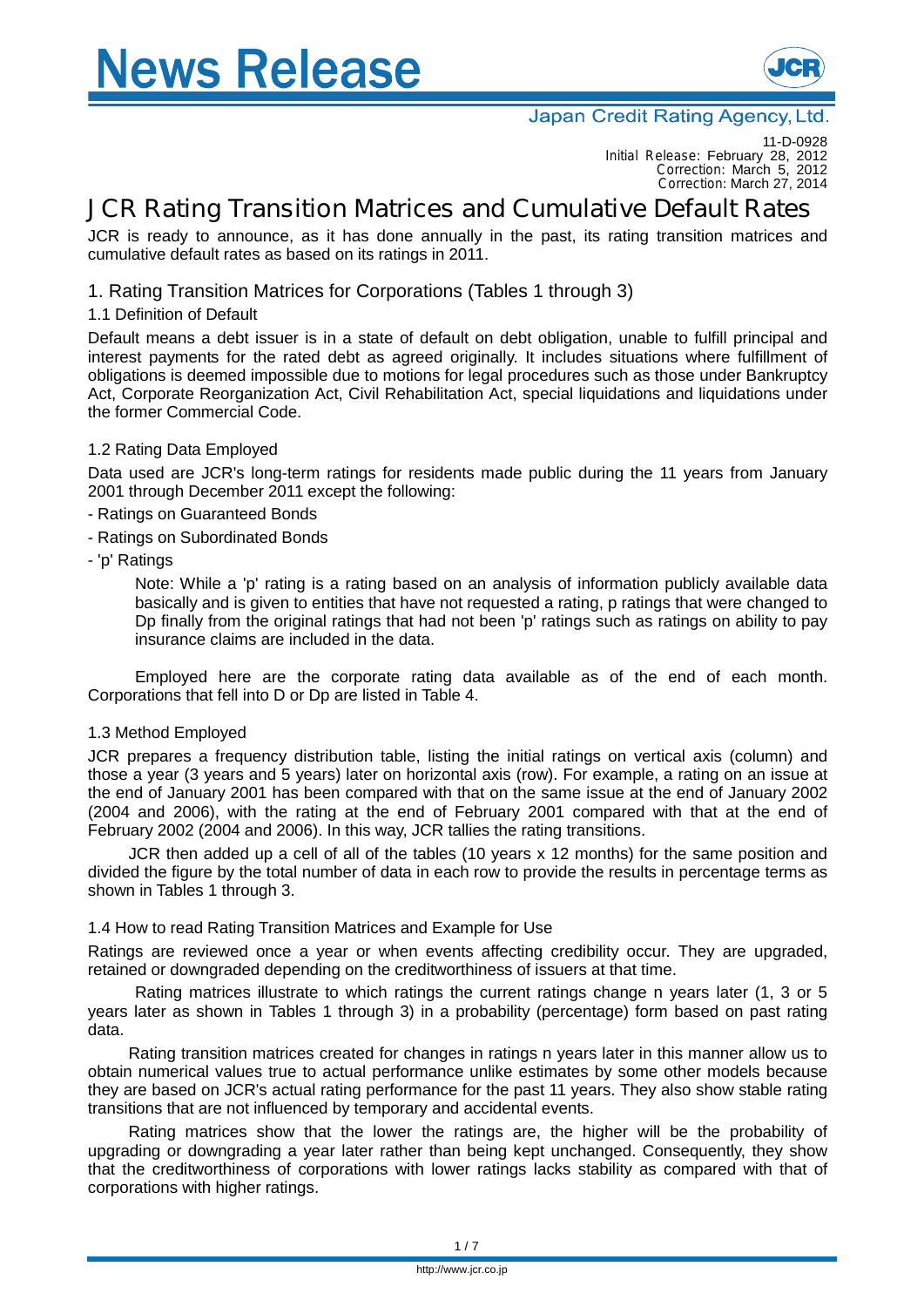# News Release

Japan Credit Rating Agency, Ltd.

11-D-0928
Initial Release: February 28, 2012
Correction: March 5, 2012
Correction: March 27, 2014

## JCR Rating Transition Matrices and Cumulative Default Rates

JCR is ready to announce, as it has done annually in the past, its rating transition matrices and cumulative default rates as based on its ratings in 2011.

### 1. Rating Transition Matrices for Corporations (Tables 1 through 3)

#### 1.1 Definition of Default

Default means a debt issuer is in a state of default on debt obligation, unable to fulfill principal and interest payments for the rated debt as agreed originally. It includes situations where fulfillment of obligations is deemed impossible due to motions for legal procedures such as those under Bankruptcy Act, Corporate Reorganization Act, Civil Rehabilitation Act, special liquidations and liquidations under the former Commercial Code.

#### 1.2 Rating Data Employed

Data used are JCR's long-term ratings for residents made public during the 11 years from January 2001 through December 2011 except the following:

- Ratings on Guaranteed Bonds
- Ratings on Subordinated Bonds
- 'p' Ratings

Note: While a 'p' rating is a rating based on an analysis of information publicly available data basically and is given to entities that have not requested a rating, p ratings that were changed to Dp finally from the original ratings that had not been 'p' ratings such as ratings on ability to pay insurance claims are included in the data.

Employed here are the corporate rating data available as of the end of each month. Corporations that fell into D or Dp are listed in Table 4.

#### 1.3 Method Employed

JCR prepares a frequency distribution table, listing the initial ratings on vertical axis (column) and those a year (3 years and 5 years) later on horizontal axis (row). For example, a rating on an issue at the end of January 2001 has been compared with that on the same issue at the end of January 2002 (2004 and 2006), with the rating at the end of February 2001 compared with that at the end of February 2002 (2004 and 2006). In this way, JCR tallies the rating transitions.

JCR then added up a cell of all of the tables (10 years x 12 months) for the same position and divided the figure by the total number of data in each row to provide the results in percentage terms as shown in Tables 1 through 3.

#### 1.4 How to read Rating Transition Matrices and Example for Use

Ratings are reviewed once a year or when events affecting credibility occur. They are upgraded, retained or downgraded depending on the creditworthiness of issuers at that time.

Rating matrices illustrate to which ratings the current ratings change n years later (1, 3 or 5 years later as shown in Tables 1 through 3) in a probability (percentage) form based on past rating data.

Rating transition matrices created for changes in ratings n years later in this manner allow us to obtain numerical values true to actual performance unlike estimates by some other models because they are based on JCR's actual rating performance for the past 11 years. They also show stable rating transitions that are not influenced by temporary and accidental events.

Rating matrices show that the lower the ratings are, the higher will be the probability of upgrading or downgrading a year later rather than being kept unchanged. Consequently, they show that the creditworthiness of corporations with lower ratings lacks stability as compared with that of corporations with higher ratings.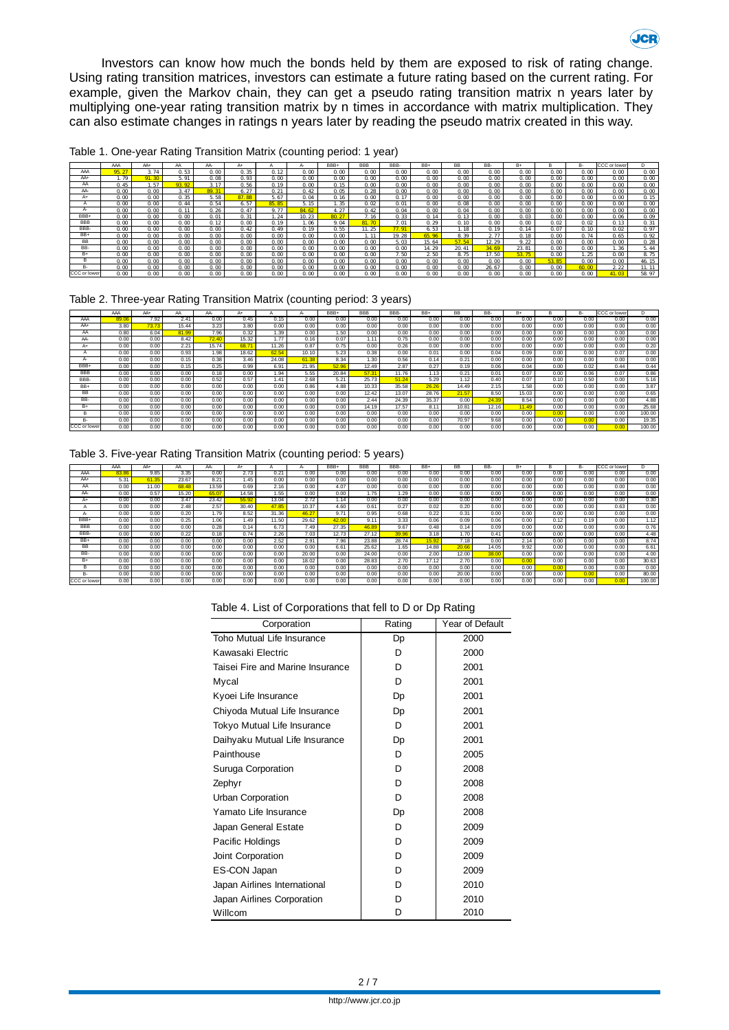Investors can know how much the bonds held by them are exposed to risk of rating change. Using rating transition matrices, investors can estimate a future rating based on the current rating. For example, given the Markov chain, they can get a pseudo rating transition matrix n years later by multiplying one-year rating transition matrix by n times in accordance with matrix multiplication. They can also estimate changes in ratings n years later by reading the pseudo matrix created in this way.

Table 1. One-year Rating Transition Matrix (counting period: 1 year)

| | AAA | AA+ | AA | AA- | A+ | A | A- | BBB+ | BBB | BBB- | BB+ | BB | BB- | B+ | B | B- | CCC or lower | D |
|---|---|---|---|---|---|---|---|---|---|---|---|---|---|---|---|---|---|---|
| AAA | 95.27 | 3.74 | 0.53 | 0.00 | 0.35 | 0.12 | 0.00 | 0.00 | 0.00 | 0.00 | 0.00 | 0.00 | 0.00 | 0.00 | 0.00 | 0.00 | 0.00 | 0.00 |
| AA+ | 1.79 | 91.30 | 5.91 | 0.08 | 0.93 | 0.00 | 0.00 | 0.00 | 0.00 | 0.00 | 0.00 | 0.00 | 0.00 | 0.00 | 0.00 | 0.00 | 0.00 | 0.00 |
| AA | 0.45 | 1.57 | 93.92 | 3.17 | 0.56 | 0.19 | 0.00 | 0.15 | 0.00 | 0.00 | 0.00 | 0.00 | 0.00 | 0.00 | 0.00 | 0.00 | 0.00 | 0.00 |
| AA- | 0.00 | 0.00 | 3.47 | 89.31 | 6.27 | 0.21 | 0.42 | 0.05 | 0.28 | 0.00 | 0.00 | 0.00 | 0.00 | 0.00 | 0.00 | 0.00 | 0.00 | 0.00 |
| A+ | 0.00 | 0.00 | 0.35 | 5.58 | 87.88 | 5.67 | 0.04 | 0.16 | 0.00 | 0.17 | 0.00 | 0.00 | 0.00 | 0.00 | 0.00 | 0.00 | 0.00 | 0.15 |
| A | 0.00 | 0.00 | 0.44 | 0.54 | 6.57 | 85.85 | 5.15 | 1.35 | 0.02 | 0.01 | 0.00 | 0.08 | 0.00 | 0.00 | 0.00 | 0.00 | 0.00 | 0.00 |
| A- | 0.00 | 0.00 | 0.11 | 0.26 | 0.47 | 9.77 | 84.62 | 4.27 | 0.42 | 0.04 | 0.00 | 0.04 | 0.00 | 0.00 | 0.00 | 0.00 | 0.00 | 0.00 |
| BBB+ | 0.00 | 0.00 | 0.00 | 0.01 | 0.31 | 1.24 | 10.23 | 80.27 | 7.16 | 0.33 | 0.14 | 0.13 | 0.00 | 0.03 | 0.00 | 0.00 | 0.06 | 0.09 |
| BBB | 0.00 | 0.00 | 0.00 | 0.12 | 0.00 | 0.19 | 1.06 | 9.04 | 81.70 | 7.01 | 0.29 | 0.10 | 0.00 | 0.00 | 0.02 | 0.02 | 0.13 | 0.31 |
| BBB- | 0.00 | 0.00 | 0.00 | 0.00 | 0.42 | 0.49 | 0.19 | 0.55 | 11.25 | 77.91 | 6.53 | 1.18 | 0.19 | 0.14 | 0.07 | 0.10 | 0.02 | 0.97 |
| BB+ | 0.00 | 0.00 | 0.00 | 0.00 | 0.00 | 0.00 | 0.00 | 0.00 | 1.11 | 19.28 | 65.96 | 8.39 | 2.77 | 0.18 | 0.00 | 0.74 | 0.65 | 0.92 |
| BB | 0.00 | 0.00 | 0.00 | 0.00 | 0.00 | 0.00 | 0.00 | 0.00 | 0.00 | 5.03 | 15.64 | 57.54 | 12.29 | 9.22 | 0.00 | 0.00 | 0.00 | 0.28 |
| BB- | 0.00 | 0.00 | 0.00 | 0.00 | 0.00 | 0.00 | 0.00 | 0.00 | 0.00 | 0.00 | 14.29 | 20.41 | 34.69 | 23.81 | 0.00 | 0.00 | 1.36 | 5.44 |
| B+ | 0.00 | 0.00 | 0.00 | 0.00 | 0.00 | 0.00 | 0.00 | 0.00 | 0.00 | 7.50 | 2.50 | 8.75 | 17.50 | 53.75 | 0.00 | 1.25 | 0.00 | 8.75 |
| B | 0.00 | 0.00 | 0.00 | 0.00 | 0.00 | 0.00 | 0.00 | 0.00 | 0.00 | 0.00 | 0.00 | 0.00 | 0.00 | 0.00 | 53.85 | 0.00 | 0.00 | 46.15 |
| B- | 0.00 | 0.00 | 0.00 | 0.00 | 0.00 | 0.00 | 0.00 | 0.00 | 0.00 | 0.00 | 0.00 | 0.00 | 26.67 | 0.00 | 0.00 | 60.00 | 2.22 | 11.11 |
| CCC or lower | 0.00 | 0.00 | 0.00 | 0.00 | 0.00 | 0.00 | 0.00 | 0.00 | 0.00 | 0.00 | 0.00 | 0.00 | 0.00 | 0.00 | 0.00 | 0.00 | 41.03 | 58.97 |

Table 2. Three-year Rating Transition Matrix (counting period: 3 years)

| | AAA | AA+ | AA | AA- | A+ | A | A- | BBB+ | BBB | BBB- | BB+ | BB | BB- | B+ | B | B- | CCC or lower | D |
|---|---|---|---|---|---|---|---|---|---|---|---|---|---|---|---|---|---|---|
| AAA | 89.06 | 7.92 | 2.41 | 0.00 | 0.45 | 0.15 | 0.00 | 0.00 | 0.00 | 0.00 | 0.00 | 0.00 | 0.00 | 0.00 | 0.00 | 0.00 | 0.00 | 0.00 |
| AA+ | 3.80 | 73.73 | 15.44 | 3.23 | 3.80 | 0.00 | 0.00 | 0.00 | 0.00 | 0.00 | 0.00 | 0.00 | 0.00 | 0.00 | 0.00 | 0.00 | 0.00 | 0.00 |
| AA | 0.80 | 6.04 | 81.99 | 7.96 | 0.32 | 1.39 | 0.00 | 1.50 | 0.00 | 0.00 | 0.00 | 0.00 | 0.00 | 0.00 | 0.00 | 0.00 | 0.00 | 0.00 |
| AA- | 0.00 | 0.00 | 8.42 | 72.40 | 15.32 | 1.77 | 0.16 | 0.07 | 1.11 | 0.75 | 0.00 | 0.00 | 0.00 | 0.00 | 0.00 | 0.00 | 0.00 | 0.00 |
| A+ | 0.00 | 0.00 | 2.21 | 15.74 | 68.71 | 11.26 | 0.87 | 0.75 | 0.00 | 0.26 | 0.00 | 0.00 | 0.00 | 0.00 | 0.00 | 0.00 | 0.00 | 0.20 |
| A | 0.00 | 0.00 | 0.93 | 1.98 | 18.62 | 62.54 | 10.10 | 5.23 | 0.38 | 0.00 | 0.01 | 0.00 | 0.04 | 0.09 | 0.00 | 0.00 | 0.00 | 0.07 |
| A- | 0.00 | 0.00 | 0.15 | 0.38 | 3.46 | 24.08 | 61.38 | 8.34 | 1.30 | 0.56 | 0.14 | 0.21 | 0.00 | 0.00 | 0.00 | 0.00 | 0.00 | 0.00 |
| BBB+ | 0.00 | 0.00 | 0.15 | 0.25 | 0.99 | 6.91 | 21.95 | 52.96 | 12.49 | 2.87 | 0.27 | 0.19 | 0.06 | 0.04 | 0.00 | 0.02 | 0.44 | 0.44 |
| BBB | 0.00 | 0.00 | 0.00 | 0.18 | 0.00 | 1.94 | 5.55 | 20.84 | 57.31 | 11.76 | 1.13 | 0.21 | 0.01 | 0.07 | 0.00 | 0.06 | 0.07 | 0.86 |
| BBB- | 0.00 | 0.00 | 0.00 | 0.52 | 0.57 | 1.41 | 2.68 | 5.21 | 25.73 | 51.24 | 5.29 | 1.12 | 0.40 | 0.07 | 0.10 | 0.50 | 0.00 | 5.16 |
| BB+ | 0.00 | 0.00 | 0.00 | 0.00 | 0.00 | 0.00 | 0.86 | 4.88 | 10.33 | 35.58 | 26.26 | 14.49 | 2.15 | 1.58 | 0.00 | 0.00 | 0.00 | 3.87 |
| BB | 0.00 | 0.00 | 0.00 | 0.00 | 0.00 | 0.00 | 0.00 | 0.00 | 12.42 | 13.07 | 28.76 | 21.57 | 8.50 | 15.03 | 0.00 | 0.00 | 0.00 | 0.65 |
| BB- | 0.00 | 0.00 | 0.00 | 0.00 | 0.00 | 0.00 | 0.00 | 0.00 | 2.44 | 24.39 | 35.37 | 0.00 | 24.39 | 8.54 | 0.00 | 0.00 | 0.00 | 4.88 |
| B+ | 0.00 | 0.00 | 0.00 | 0.00 | 0.00 | 0.00 | 0.00 | 0.00 | 14.19 | 17.57 | 8.11 | 10.81 | 12.16 | 11.49 | 0.00 | 0.00 | 0.00 | 25.68 |
| B | 0.00 | 0.00 | 0.00 | 0.00 | 0.00 | 0.00 | 0.00 | 0.00 | 0.00 | 0.00 | 0.00 | 0.00 | 0.00 | 0.00 | 0.00 | 0.00 | 0.00 | 100.00 |
| B- | 0.00 | 0.00 | 0.00 | 0.00 | 0.00 | 0.00 | 0.00 | 0.00 | 0.00 | 0.00 | 0.00 | 70.97 | 9.68 | 0.00 | 0.00 | 0.00 | 0.00 | 19.35 |
| CCC or lower | 0.00 | 0.00 | 0.00 | 0.00 | 0.00 | 0.00 | 0.00 | 0.00 | 0.00 | 0.00 | 0.00 | 0.00 | 0.00 | 0.00 | 0.00 | 0.00 | 0.00 | 100.00 |

Table 3. Five-year Rating Transition Matrix (counting period: 5 years)

| | AAA | AA+ | AA | AA- | A+ | A | A- | BBB+ | BBB | BBB- | BB+ | BB | BB- | B+ | B | B- | CCC or lower | D |
|---|---|---|---|---|---|---|---|---|---|---|---|---|---|---|---|---|---|---|
| AAA | 83.86 | 9.85 | 3.35 | 0.00 | 2.73 | 0.21 | 0.00 | 0.00 | 0.00 | 0.00 | 0.00 | 0.00 | 0.00 | 0.00 | 0.00 | 0.00 | 0.00 | 0.00 |
| AA+ | 5.31 | 61.35 | 23.67 | 8.21 | 1.45 | 0.00 | 0.00 | 0.00 | 0.00 | 0.00 | 0.00 | 0.00 | 0.00 | 0.00 | 0.00 | 0.00 | 0.00 | 0.00 |
| AA | 0.00 | 11.00 | 68.48 | 13.59 | 0.69 | 2.16 | 0.00 | 4.07 | 0.00 | 0.00 | 0.00 | 0.00 | 0.00 | 0.00 | 0.00 | 0.00 | 0.00 | 0.00 |
| AA- | 0.00 | 0.57 | 15.20 | 65.07 | 14.58 | 1.55 | 0.00 | 0.00 | 1.75 | 1.29 | 0.00 | 0.00 | 0.00 | 0.00 | 0.00 | 0.00 | 0.00 | 0.00 |
| A+ | 0.00 | 0.00 | 3.47 | 23.42 | 55.92 | 13.04 | 2.72 | 1.14 | 0.00 | 0.00 | 0.00 | 0.00 | 0.00 | 0.00 | 0.00 | 0.00 | 0.00 | 0.30 |
| A | 0.00 | 0.00 | 2.48 | 2.57 | 30.40 | 47.85 | 10.37 | 4.60 | 0.61 | 0.27 | 0.02 | 0.20 | 0.00 | 0.00 | 0.00 | 0.00 | 0.63 | 0.00 |
| A- | 0.00 | 0.00 | 0.20 | 1.79 | 8.52 | 31.36 | 46.27 | 9.71 | 0.95 | 0.68 | 0.22 | 0.31 | 0.00 | 0.00 | 0.00 | 0.00 | 0.00 | 0.00 |
| BBB+ | 0.00 | 0.00 | 0.25 | 1.06 | 1.49 | 11.50 | 29.62 | 42.00 | 9.11 | 3.33 | 0.06 | 0.09 | 0.06 | 0.00 | 0.12 | 0.19 | 0.00 | 1.12 |
| BBB | 0.00 | 0.00 | 0.00 | 0.28 | 0.14 | 6.73 | 7.49 | 27.35 | 46.89 | 9.67 | 0.48 | 0.14 | 0.09 | 0.00 | 0.00 | 0.00 | 0.00 | 0.76 |
| BBB- | 0.00 | 0.00 | 0.22 | 0.18 | 0.74 | 2.26 | 7.03 | 12.73 | 27.12 | 39.96 | 3.18 | 1.70 | 0.41 | 0.00 | 0.00 | 0.00 | 0.00 | 4.48 |
| BB+ | 0.00 | 0.00 | 0.00 | 0.00 | 0.00 | 2.52 | 2.91 | 7.96 | 23.88 | 28.74 | 15.92 | 7.18 | 0.00 | 2.14 | 0.00 | 0.00 | 0.00 | 8.74 |
| BB | 0.00 | 0.00 | 0.00 | 0.00 | 0.00 | 0.00 | 0.00 | 6.61 | 25.62 | 1.65 | 14.88 | 20.66 | 14.05 | 9.92 | 0.00 | 0.00 | 0.00 | 6.61 |
| BB- | 0.00 | 0.00 | 0.00 | 0.00 | 0.00 | 0.00 | 20.00 | 0.00 | 24.00 | 0.00 | 2.00 | 12.00 | 38.00 | 0.00 | 0.00 | 0.00 | 0.00 | 4.00 |
| B+ | 0.00 | 0.00 | 0.00 | 0.00 | 0.00 | 0.00 | 18.02 | 0.00 | 28.83 | 2.70 | 17.12 | 2.70 | 0.00 | 0.00 | 0.00 | 0.00 | 0.00 | 30.63 |
| B | 0.00 | 0.00 | 0.00 | 0.00 | 0.00 | 0.00 | 0.00 | 0.00 | 0.00 | 0.00 | 0.00 | 0.00 | 0.00 | 0.00 | 0.00 | 0.00 | 0.00 | 0.00 |
| B- | 0.00 | 0.00 | 0.00 | 0.00 | 0.00 | 0.00 | 0.00 | 0.00 | 0.00 | 0.00 | 0.00 | 20.00 | 0.00 | 0.00 | 0.00 | 0.00 | 0.00 | 80.00 |
| CCC or lower | 0.00 | 0.00 | 0.00 | 0.00 | 0.00 | 0.00 | 0.00 | 0.00 | 0.00 | 0.00 | 0.00 | 0.00 | 0.00 | 0.00 | 0.00 | 0.00 | 0.00 | 100.00 |

Table 4. List of Corporations that fell to D or Dp Rating

| Corporation | Rating | Year of Default |
|---|---|---|
| Toho Mutual Life Insurance | Dp | 2000 |
| Kawasaki Electric | D | 2000 |
| Taisei Fire and Marine Insurance | D | 2001 |
| Mycal | D | 2001 |
| Kyoei Life Insurance | Dp | 2001 |
| Chiyoda Mutual Life Insurance | Dp | 2001 |
| Tokyo Mutual Life Insurance | D | 2001 |
| Daihyaku Mutual Life Insurance | Dp | 2001 |
| Painthouse | D | 2005 |
| Suruga Corporation | D | 2008 |
| Zephyr | D | 2008 |
| Urban Corporation | D | 2008 |
| Yamato Life Insurance | Dp | 2008 |
| Japan General Estate | D | 2009 |
| Pacific Holdings | D | 2009 |
| Joint Corporation | D | 2009 |
| ES-CON Japan | D | 2009 |
| Japan Airlines International | D | 2010 |
| Japan Airlines Corporation | D | 2010 |
| Willcom | D | 2010 |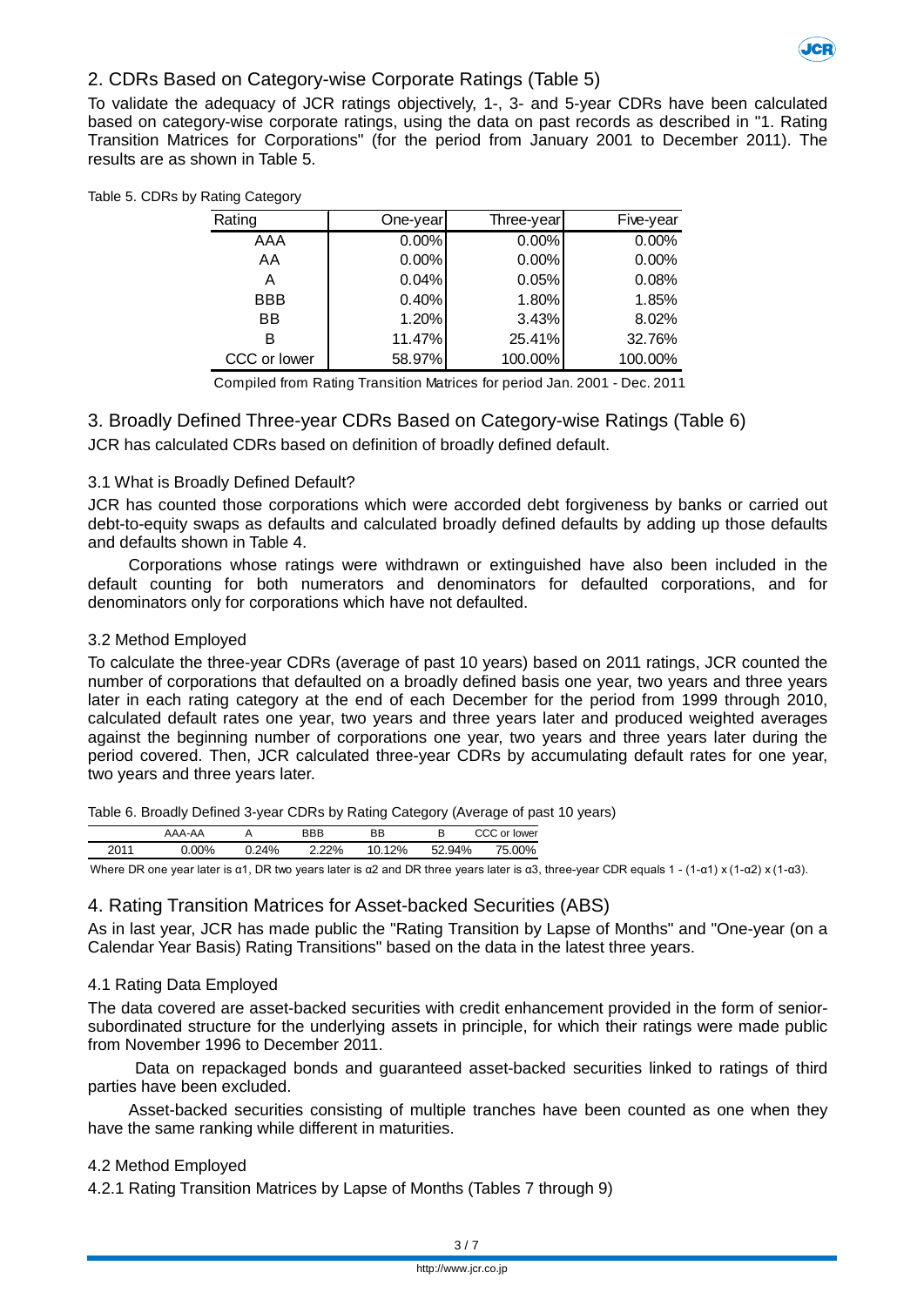## 2. CDRs Based on Category-wise Corporate Ratings (Table 5)

To validate the adequacy of JCR ratings objectively, 1-, 3- and 5-year CDRs have been calculated based on category-wise corporate ratings, using the data on past records as described in "1. Rating Transition Matrices for Corporations" (for the period from January 2001 to December 2011). The results are as shown in Table 5.

Table 5. CDRs by Rating Category

| Rating | One-year | Three-year | Five-year |
|---|---|---|---|
| AAA | 0.00% | 0.00% | 0.00% |
| AA | 0.00% | 0.00% | 0.00% |
| A | 0.04% | 0.05% | 0.08% |
| BBB | 0.40% | 1.80% | 1.85% |
| BB | 1.20% | 3.43% | 8.02% |
| B | 11.47% | 25.41% | 32.76% |
| CCC or lower | 58.97% | 100.00% | 100.00% |

Compiled from Rating Transition Matrices for period Jan. 2001 - Dec. 2011

## 3. Broadly Defined Three-year CDRs Based on Category-wise Ratings (Table 6)

JCR has calculated CDRs based on definition of broadly defined default.

### 3.1 What is Broadly Defined Default?

JCR has counted those corporations which were accorded debt forgiveness by banks or carried out debt-to-equity swaps as defaults and calculated broadly defined defaults by adding up those defaults and defaults shown in Table 4.

Corporations whose ratings were withdrawn or extinguished have also been included in the default counting for both numerators and denominators for defaulted corporations, and for denominators only for corporations which have not defaulted.

### 3.2 Method Employed

To calculate the three-year CDRs (average of past 10 years) based on 2011 ratings, JCR counted the number of corporations that defaulted on a broadly defined basis one year, two years and three years later in each rating category at the end of each December for the period from 1999 through 2010, calculated default rates one year, two years and three years later and produced weighted averages against the beginning number of corporations one year, two years and three years later during the period covered. Then, JCR calculated three-year CDRs by accumulating default rates for one year, two years and three years later.

Table 6. Broadly Defined 3-year CDRs by Rating Category (Average of past 10 years)

| | AAA-AA | A | BBB | BB | B | CCC or lower |
|---|---|---|---|---|---|---|
| 2011 | 0.00% | 0.24% | 2.22% | 10.12% | 52.94% | 75.00% |

Where DR one year later is $\alpha 1$, DR two years later is $\alpha 2$ and DR three years later is $\alpha 3$, three-year CDR equals $1 - (1-\alpha 1) \times (1-\alpha 2) \times (1-\alpha 3)$.

## 4. Rating Transition Matrices for Asset-backed Securities (ABS)

As in last year, JCR has made public the "Rating Transition by Lapse of Months" and "One-year (on a Calendar Year Basis) Rating Transitions" based on the data in the latest three years.

### 4.1 Rating Data Employed

The data covered are asset-backed securities with credit enhancement provided in the form of senior-subordinated structure for the underlying assets in principle, for which their ratings were made public from November 1996 to December 2011.

Data on repackaged bonds and guaranteed asset-backed securities linked to ratings of third parties have been excluded.

Asset-backed securities consisting of multiple tranches have been counted as one when they have the same ranking while different in maturities.

### 4.2 Method Employed

#### 4.2.1 Rating Transition Matrices by Lapse of Months (Tables 7 through 9)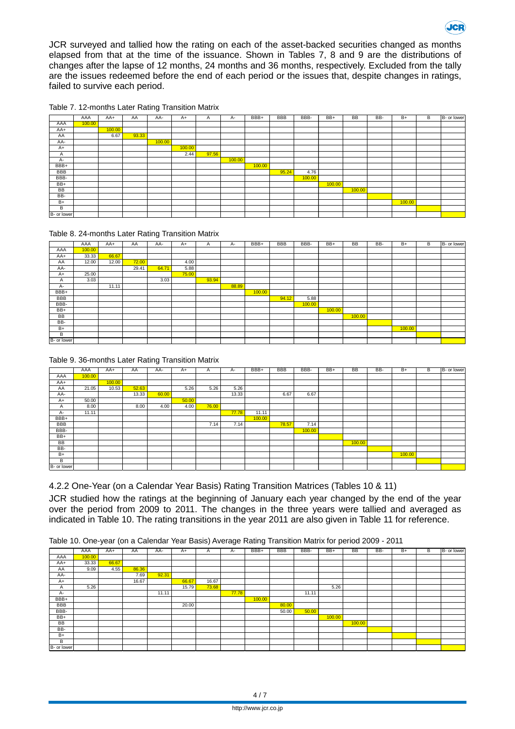JCR surveyed and tallied how the rating on each of the asset-backed securities changed as months elapsed from that at the time of the issuance. Shown in Tables 7, 8 and 9 are the distributions of changes after the lapse of 12 months, 24 months and 36 months, respectively. Excluded from the tally are the issues redeemed before the end of each period or the issues that, despite changes in ratings, failed to survive each period.

Table 7. 12-months Later Rating Transition Matrix

| | AAA | AA+ | AA | AA- | A+ | A | A- | BBB+ | BBB | BBB- | BB+ | BB | BB- | B+ | B | B- or lower |
|---|---|---|---|---|---|---|---|---|---|---|---|---|---|---|---|---|
| AAA | 100.00 | | | | | | | | | | | | | | | |
| AA+ | | 100.00 | | | | | | | | | | | | | | |
| AA | | 6.67 | 93.33 | | | | | | | | | | | | | |
| AA- | | | | 100.00 | | | | | | | | | | | | |
| A+ | | | | | 100.00 | | | | | | | | | | | |
| A | | | | | 2.44 | 97.56 | | | | | | | | | | |
| A- | | | | | | | 100.00 | | | | | | | | | |
| BBB+ | | | | | | | | 100.00 | | | | | | | | |
| BBB | | | | | | | | | 95.24 | 4.76 | | | | | | |
| BBB- | | | | | | | | | | 100.00 | | | | | | |
| BB+ | | | | | | | | | | | 100.00 | | | | | |
| BB | | | | | | | | | | | | 100.00 | | | | |
| BB- | | | | | | | | | | | | | | | | |
| B+ | | | | | | | | | | | | | | 100.00 | | |
| B | | | | | | | | | | | | | | | | |
| B- or lower | | | | | | | | | | | | | | | | |

Table 8. 24-months Later Rating Transition Matrix

| | AAA | AA+ | AA | AA- | A+ | A | A- | BBB+ | BBB | BBB- | BB+ | BB | BB- | B+ | B | B- or lower |
|---|---|---|---|---|---|---|---|---|---|---|---|---|---|---|---|---|
| AAA | 100.00 | | | | | | | | | | | | | | | |
| AA+ | 33.33 | 66.67 | | | | | | | | | | | | | | |
| AA | 12.00 | 12.00 | 72.00 | | 4.00 | | | | | | | | | | | |
| AA- | | | 29.41 | 64.71 | 5.88 | | | | | | | | | | | |
| A+ | 25.00 | | | | 75.00 | | | | | | | | | | | |
| A | 3.03 | | | 3.03 | | 93.94 | | | | | | | | | | |
| A- | | 11.11 | | | | | 88.89 | | | | | | | | | |
| BBB+ | | | | | | | | 100.00 | | | | | | | | |
| BBB | | | | | | | | | 94.12 | 5.88 | | | | | | |
| BBB- | | | | | | | | | | 100.00 | | | | | | |
| BB+ | | | | | | | | | | | 100.00 | | | | | |
| BB | | | | | | | | | | | | 100.00 | | | | |
| BB- | | | | | | | | | | | | | | | | |
| B+ | | | | | | | | | | | | | | 100.00 | | |
| B | | | | | | | | | | | | | | | | |
| B- or lower | | | | | | | | | | | | | | | | |

Table 9. 36-months Later Rating Transition Matrix

| | AAA | AA+ | AA | AA- | A+ | A | A- | BBB+ | BBB | BBB- | BB+ | BB | BB- | B+ | B | B- or lower |
|---|---|---|---|---|---|---|---|---|---|---|---|---|---|---|---|---|
| AAA | 100.00 | | | | | | | | | | | | | | | |
| AA+ | | 100.00 | | | | | | | | | | | | | | |
| AA | 21.05 | 10.53 | 52.63 | | 5.26 | 5.26 | 5.26 | | | | | | | | | |
| AA- | | | 13.33 | 60.00 | | | 13.33 | | 6.67 | 6.67 | | | | | | |
| A+ | 50.00 | | | | 50.00 | | | | | | | | | | | |
| A | 8.00 | | 8.00 | 4.00 | 4.00 | 76.00 | | | | | | | | | | |
| A- | 11.11 | | | | | | 77.78 | 11.11 | | | | | | | | |
| BBB+ | | | | | | | | 100.00 | | | | | | | | |
| BBB | | | | | | 7.14 | 7.14 | | 78.57 | 7.14 | | | | | | |
| BBB- | | | | | | | | | | 100.00 | | | | | | |
| BB+ | | | | | | | | | | | | | | | | |
| BB | | | | | | | | | | | | 100.00 | | | | |
| BB- | | | | | | | | | | | | | | | | |
| B+ | | | | | | | | | | | | | | 100.00 | | |
| B | | | | | | | | | | | | | | | | |
| B- or lower | | | | | | | | | | | | | | | | |

### 4.2.2 One-Year (on a Calendar Year Basis) Rating Transition Matrices (Tables 10 & 11)

JCR studied how the ratings at the beginning of January each year changed by the end of the year over the period from 2009 to 2011. The changes in the three years were tallied and averaged as indicated in Table 10. The rating transitions in the year 2011 are also given in Table 11 for reference.

Table 10. One-year (on a Calendar Year Basis) Average Rating Transition Matrix for period 2009 - 2011

| | AAA | AA+ | AA | AA- | A+ | A | A- | BBB+ | BBB | BBB- | BB+ | BB | BB- | B+ | B | B- or lower |
|---|---|---|---|---|---|---|---|---|---|---|---|---|---|---|---|---|
| AAA | 100.00 | | | | | | | | | | | | | | | |
| AA+ | 33.33 | 66.67 | | | | | | | | | | | | | | |
| AA | 9.09 | 4.55 | 86.36 | | | | | | | | | | | | | |
| AA- | | | 7.69 | 92.31 | | | | | | | | | | | | |
| A+ | | | 16.67 | | 66.67 | 16.67 | | | | | | | | | | |
| A | 5.26 | | | | 15.79 | 73.68 | | | | | 5.26 | | | | | |
| A- | | | | 11.11 | | | 77.78 | | | 11.11 | | | | | | |
| BBB+ | | | | | | | | 100.00 | | | | | | | | |
| BBB | | | | | 20.00 | | | | 80.00 | | | | | | | |
| BBB- | | | | | | | | | 50.00 | 50.00 | | | | | | |
| BB+ | | | | | | | | | | | 100.00 | | | | | |
| BB | | | | | | | | | | | | 100.00 | | | | |
| BB- | | | | | | | | | | | | | | | | |
| B+ | | | | | | | | | | | | | | | | |
| B | | | | | | | | | | | | | | | | |
| B- or lower | | | | | | | | | | | | | | | | |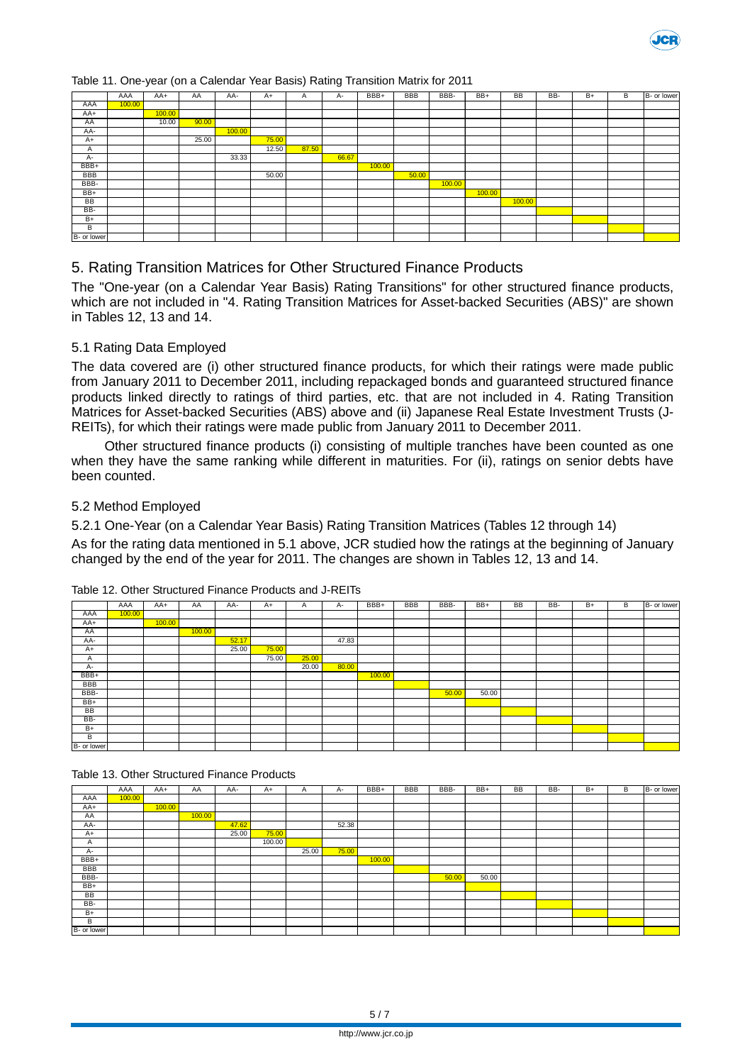Table 11. One-year (on a Calendar Year Basis) Rating Transition Matrix for 2011

| | AAA | AA+ | AA | AA- | A+ | A | A- | BBB+ | BBB | BBB- | BB+ | BB | BB- | B+ | B | B- or lower |
|---|---|---|---|---|---|---|---|---|---|---|---|---|---|---|---|---|
| AAA | 100.00 | | | | | | | | | | | | | | | |
| AA+ | | 100.00 | | | | | | | | | | | | | | |
| AA | | 10.00 | 90.00 | | | | | | | | | | | | | |
| AA- | | | | 100.00 | | | | | | | | | | | | |
| A+ | | | 25.00 | | 75.00 | | | | | | | | | | | |
| A | | | | | 12.50 | 87.50 | | | | | | | | | | |
| A- | | | | 33.33 | | | 66.67 | | | | | | | | | |
| BBB+ | | | | | | | | 100.00 | | | | | | | | |
| BBB | | | | | 50.00 | | | | 50.00 | | | | | | | |
| BBB- | | | | | | | | | | 100.00 | | | | | | |
| BB+ | | | | | | | | | | | 100.00 | | | | | |
| BB | | | | | | | | | | | | 100.00 | | | | |
| BB- | | | | | | | | | | | | | | | | |
| B+ | | | | | | | | | | | | | | | | |
| B | | | | | | | | | | | | | | | | |
| B- or lower | | | | | | | | | | | | | | | | |

## 5. Rating Transition Matrices for Other Structured Finance Products

The "One-year (on a Calendar Year Basis) Rating Transitions" for other structured finance products, which are not included in "4. Rating Transition Matrices for Asset-backed Securities (ABS)" are shown in Tables 12, 13 and 14.

### 5.1 Rating Data Employed

The data covered are (i) other structured finance products, for which their ratings were made public from January 2011 to December 2011, including repackaged bonds and guaranteed structured finance products linked directly to ratings of third parties, etc. that are not included in 4. Rating Transition Matrices for Asset-backed Securities (ABS) above and (ii) Japanese Real Estate Investment Trusts (J-REITs), for which their ratings were made public from January 2011 to December 2011.

Other structured finance products (i) consisting of multiple tranches have been counted as one when they have the same ranking while different in maturities. For (ii), ratings on senior debts have been counted.

### 5.2 Method Employed

5.2.1 One-Year (on a Calendar Year Basis) Rating Transition Matrices (Tables 12 through 14)

As for the rating data mentioned in 5.1 above, JCR studied how the ratings at the beginning of January changed by the end of the year for 2011. The changes are shown in Tables 12, 13 and 14.

Table 12. Other Structured Finance Products and J-REITs

| | AAA | AA+ | AA | AA- | A+ | A | A- | BBB+ | BBB | BBB- | BB+ | BB | BB- | B+ | B | B- or lower |
|---|---|---|---|---|---|---|---|---|---|---|---|---|---|---|---|---|
| AAA | 100.00 | | | | | | | | | | | | | | | |
| AA+ | | 100.00 | | | | | | | | | | | | | | |
| AA | | | 100.00 | | | | | | | | | | | | | |
| AA- | | | | 52.17 | | | 47.83 | | | | | | | | | |
| A+ | | | | 25.00 | 75.00 | | | | | | | | | | | |
| A | | | | | 75.00 | 25.00 | | | | | | | | | | |
| A- | | | | | | 20.00 | 80.00 | | | | | | | | | |
| BBB+ | | | | | | | | 100.00 | | | | | | | | |
| BBB | | | | | | | | | | | | | | | | |
| BBB- | | | | | | | | | | 50.00 | 50.00 | | | | | |
| BB+ | | | | | | | | | | | | | | | | |
| BB | | | | | | | | | | | | | | | | |
| BB- | | | | | | | | | | | | | | | | |
| B+ | | | | | | | | | | | | | | | | |
| B | | | | | | | | | | | | | | | | |
| B- or lower | | | | | | | | | | | | | | | | |

Table 13. Other Structured Finance Products

| | AAA | AA+ | AA | AA- | A+ | A | A- | BBB+ | BBB | BBB- | BB+ | BB | BB- | B+ | B | B- or lower |
|---|---|---|---|---|---|---|---|---|---|---|---|---|---|---|---|---|
| AAA | 100.00 | | | | | | | | | | | | | | | |
| AA+ | | 100.00 | | | | | | | | | | | | | | |
| AA | | | 100.00 | | | | | | | | | | | | | |
| AA- | | | | 47.62 | | | 52.38 | | | | | | | | | |
| A+ | | | | 25.00 | 75.00 | | | | | | | | | | | |
| A | | | | | 100.00 | | | | | | | | | | | |
| A- | | | | | | 25.00 | 75.00 | | | | | | | | | |
| BBB+ | | | | | | | | 100.00 | | | | | | | | |
| BBB | | | | | | | | | | | | | | | | |
| BBB- | | | | | | | | | | 50.00 | 50.00 | | | | | |
| BB+ | | | | | | | | | | | | | | | | |
| BB | | | | | | | | | | | | | | | | |
| BB- | | | | | | | | | | | | | | | | |
| B+ | | | | | | | | | | | | | | | | |
| B | | | | | | | | | | | | | | | | |
| B- or lower | | | | | | | | | | | | | | | | |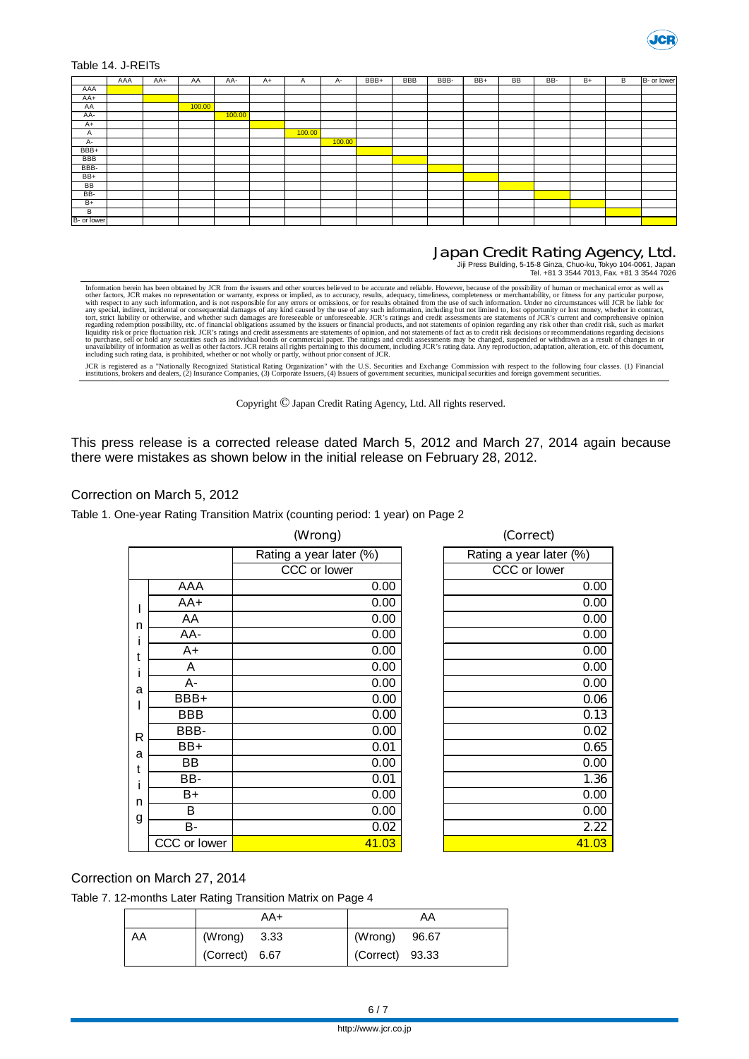Table 14. J-REITs

| | AAA | AA+ | AA | AA- | A+ | A | A- | BBB+ | BBB | BBB- | BB+ | BB | BB- | B+ | B | B- or lower |
|---|---|---|---|---|---|---|---|---|---|---|---|---|---|---|---|---|
| AAA | | | | | | | | | | | | | | | | |
| AA+ | | | | | | | | | | | | | | | | |
| AA | | | 100.00 | | | | | | | | | | | | | |
| AA- | | | | 100.00 | | | | | | | | | | | | |
| A+ | | | | | | | | | | | | | | | | |
| A | | | | | | 100.00 | | | | | | | | | | |
| A- | | | | | | | 100.00 | | | | | | | | | |
| BBB+ | | | | | | | | | | | | | | | | |
| BBB | | | | | | | | | | | | | | | | |
| BBB- | | | | | | | | | | | | | | | | |
| BB+ | | | | | | | | | | | | | | | | |
| BB | | | | | | | | | | | | | | | | |
| BB- | | | | | | | | | | | | | | | | |
| B+ | | | | | | | | | | | | | | | | |
| B | | | | | | | | | | | | | | | | |
| B- or lower | | | | | | | | | | | | | | | | |

**Japan Credit Rating Agency, Ltd.**
Jiji Press Building, 5-15-8 Ginza, Chuo-ku, Tokyo 104-0061, Japan
Tel. +81 3 3544 7013, Fax. +81 3 3544 7026

Information herein has been obtained by JCR from the issuers and other sources believed to be accurate and reliable. However, because of the possibility of human or mechanical error as well as other factors, JCR makes no representation or warranty, express or implied, as to accuracy, results, adequacy, timeliness, completeness or merchantability, or fitness for any particular purpose, with respect to any such information, and is not responsible for any errors or omissions, or for results obtained from the use of such information. Under no circumstances will JCR be liable for any special, indirect, incidental or consequential damages of any kind caused by the use of any such information, including but not limited to, lost opportunity or lost money, whether in contract, tort, strict liability or otherwise, and whether such damages are foreseeable or unforeseeable. JCR's ratings and credit assessments are statements of JCR's current and comprehensive opinion regarding redemption possibility, etc. of financial obligations assumed by the issuers or financial products, and not statements of opinion regarding any risk other than credit risk, such as market liquidity risk or price fluctuation risk. JCR's ratings and credit assessments are statements of opinion, and not statements of fact as to credit risk decisions or recommendations regarding decisions to purchase, sell or hold any securities such as individual bonds or commercial paper. The ratings and credit assessments may be changed, suspended or withdrawn as a result of changes in or unavailability of information as well as other factors. JCR retains all rights pertaining to this document, including JCR's rating data. Any reproduction, adaptation, alteration, etc. of this document, including such rating data, is prohibited, whether or not wholly or partly, without prior consent of JCR.

JCR is registered as a "Nationally Recognized Statistical Rating Organization" with the U.S. Securities and Exchange Commission with respect to the following four classes. (1) Financial institutions, brokers and dealers, (2) Insurance Companies, (3) Corporate Issuers, (4) Issuers of government securities, municipal securities and foreign government securities.

Copyright © Japan Credit Rating Agency, Ltd. All rights reserved.

This press release is a corrected release dated March 5, 2012 and March 27, 2014 again because there were mistakes as shown below in the initial release on February 28, 2012.

Correction on March 5, 2012

Table 1. One-year Rating Transition Matrix (counting period: 1 year) on Page 2

| Initial Rating | (Wrong) Rating a year later (%) CCC or lower | (Correct) Rating a year later (%) CCC or lower |
|---|---|---|
| AAA | 0.00 | 0.00 |
| AA+ | 0.00 | 0.00 |
| AA | 0.00 | 0.00 |
| AA- | 0.00 | 0.00 |
| A+ | 0.00 | 0.00 |
| A | 0.00 | 0.00 |
| A- | 0.00 | 0.00 |
| BBB+ | 0.00 | 0.06 |
| BBB | 0.00 | 0.13 |
| BBB- | 0.00 | 0.02 |
| BB+ | 0.01 | 0.65 |
| BB | 0.00 | 0.00 |
| BB- | 0.01 | 1.36 |
| B+ | 0.00 | 0.00 |
| B | 0.00 | 0.00 |
| B- | 0.02 | 2.22 |
| CCC or lower | 41.03 | 41.03 |

Correction on March 27, 2014

Table 7. 12-months Later Rating Transition Matrix on Page 4

| | AA+ | AA |
|---|---|---|
| AA | (Wrong) 3.33 | (Wrong) 96.67 |
| | (Correct) 6.67 | (Correct) 93.33 |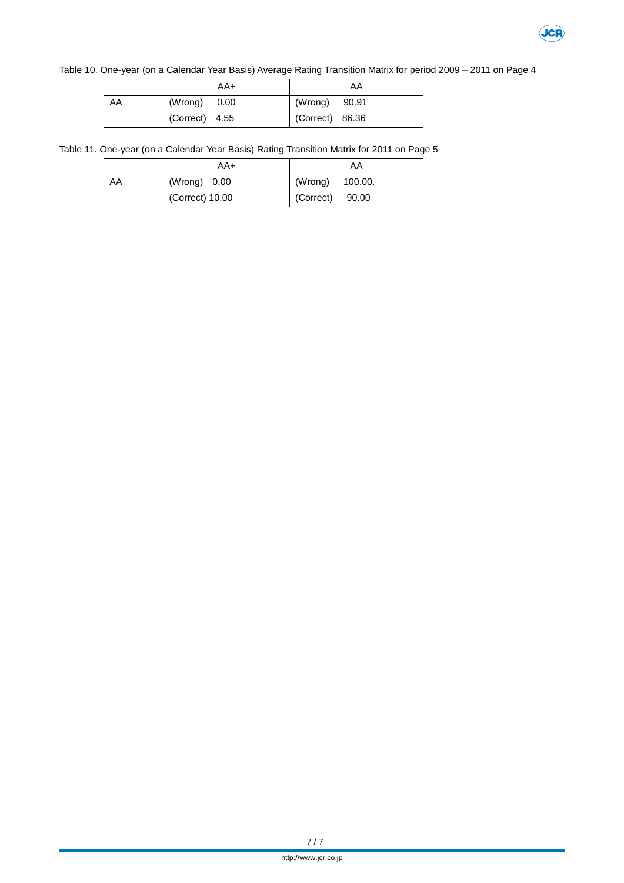Table 10. One-year (on a Calendar Year Basis) Average Rating Transition Matrix for period 2009 – 2011 on Page 4

| | AA+ | AA |
|---|---|---|
| AA | (Wrong) 0.00 | (Wrong) 90.91 |
| | (Correct) 4.55 | (Correct) 86.36 |

Table 11. One-year (on a Calendar Year Basis) Rating Transition Matrix for 2011 on Page 5

| | AA+ | AA |
|---|---|---|
| AA | (Wrong) 0.00 | (Wrong) 100.00. |
| | (Correct) 10.00 | (Correct) 90.00 |